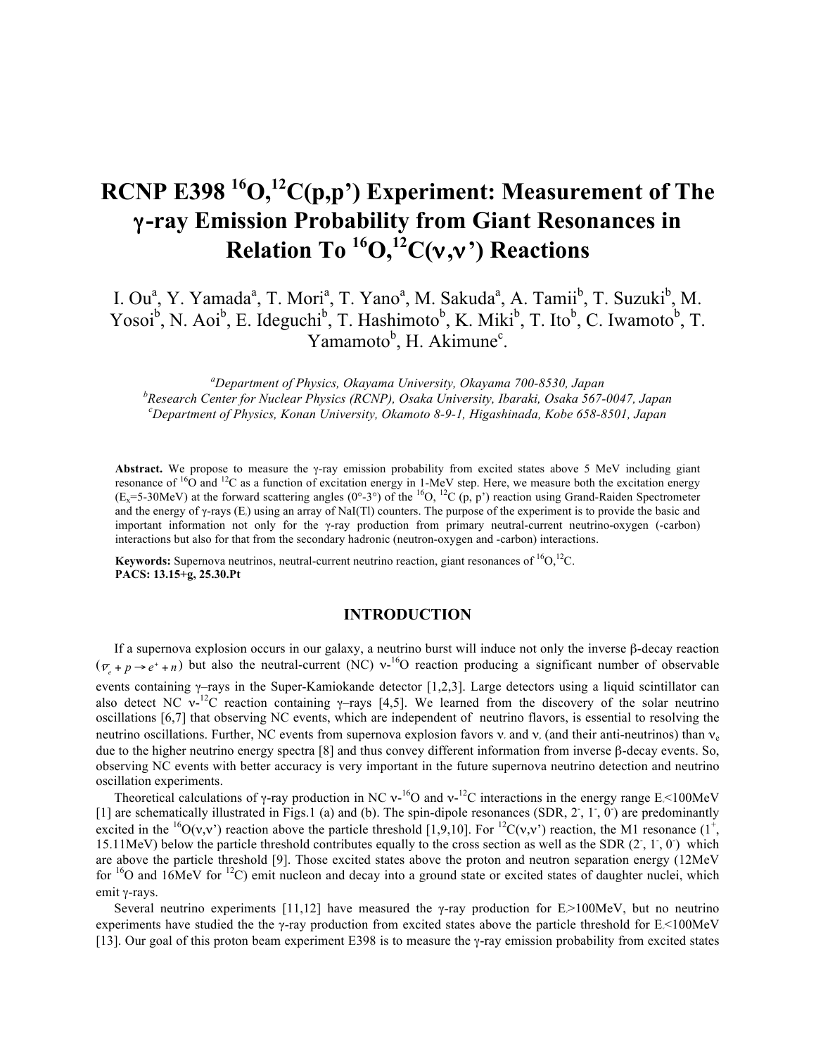# RCNP E398 $^{16}O$,$^{12}C$(p,p') Experiment: Measurement of The γ-ray Emission Probability from Giant Resonances in Relation To $^{16}O$,$^{12}C$(ν,ν') Reactions

I. Ou[a], Y. Yamada[a], T. Mori[a], T. Yano[a], M. Sakuda[a], A. Tamii[b], T. Suzuki[b], M. Yosoi[b], N. Aoi[b], E. Ideguchi[b], T. Hashimoto[b], K. Miki[b], T. Ito[b], C. Iwamoto[b], T. Yamamoto[b], H. Akimune[c].

[a]*Department of Physics, Okayama University, Okayama 700-8530, Japan*
[b]*Research Center for Nuclear Physics (RCNP), Osaka University, Ibaraki, Osaka 567-0047, Japan*
[c]*Department of Physics, Konan University, Okamoto 8-9-1, Higashinada, Kobe 658-8501, Japan*

**Abstract.** We propose to measure the γ-ray emission probability from excited states above 5 MeV including giant resonance of $^{16}O$ and $^{12}C$ as a function of excitation energy in 1-MeV step. Here, we measure both the excitation energy ($E_x$=5-30MeV) at the forward scattering angles (0°-3°) of the $^{16}O$, $^{12}C$ (p, p') reaction using Grand-Raiden Spectrometer and the energy of γ-rays ($E_\gamma$) using an array of NaI(Tl) counters. The purpose of the experiment is to provide the basic and important information not only for the γ-ray production from primary neutral-current neutrino-oxygen (-carbon) interactions but also for that from the secondary hadronic (neutron-oxygen and -carbon) interactions.

**Keywords:** Supernova neutrinos, neutral-current neutrino reaction, giant resonances of $^{16}O$,$^{12}C$.
**PACS: 13.15+g, 25.30.Pt**

## INTRODUCTION

If a supernova explosion occurs in our galaxy, a neutrino burst will induce not only the inverse β-decay reaction ($\overline{\nu}_e + p \rightarrow e^+ + n$) but also the neutral-current (NC) ν-$^{16}O$ reaction producing a significant number of observable events containing γ–rays in the Super-Kamiokande detector [1,2,3]. Large detectors using a liquid scintillator can also detect NC ν-$^{12}C$ reaction containing γ–rays [4,5]. We learned from the discovery of the solar neutrino oscillations [6,7] that observing NC events, which are independent of neutrino flavors, is essential to resolving the neutrino oscillations. Further, NC events from supernova explosion favors $\nu_\tau$ and $\nu_\mu$ (and their anti-neutrinos) than $\nu_e$ due to the higher neutrino energy spectra [8] and thus convey different information from inverse β-decay events. So, observing NC events with better accuracy is very important in the future supernova neutrino detection and neutrino oscillation experiments.

Theoretical calculations of γ-ray production in NC ν-$^{16}O$ and ν-$^{12}C$ interactions in the energy range $E_\nu$<100MeV [1] are schematically illustrated in Figs.1 (a) and (b). The spin-dipole resonances (SDR, $2^-$, $1^-$, $0^-$) are predominantly excited in the $^{16}O$(ν,ν') reaction above the particle threshold [1,9,10]. For $^{12}C$(ν,ν') reaction, the M1 resonance ($1^+$, 15.11MeV) below the particle threshold contributes equally to the cross section as well as the SDR ($2^-$, $1^-$, $0^-$) which are above the particle threshold [9]. Those excited states above the proton and neutron separation energy (12MeV for $^{16}O$ and 16MeV for $^{12}C$) emit nucleon and decay into a ground state or excited states of daughter nuclei, which emit γ-rays.

Several neutrino experiments [11,12] have measured the γ-ray production for $E_\nu$>100MeV, but no neutrino experiments have studied the the γ-ray production from excited states above the particle threshold for $E_\nu$<100MeV [13]. Our goal of this proton beam experiment E398 is to measure the γ-ray emission probability from excited states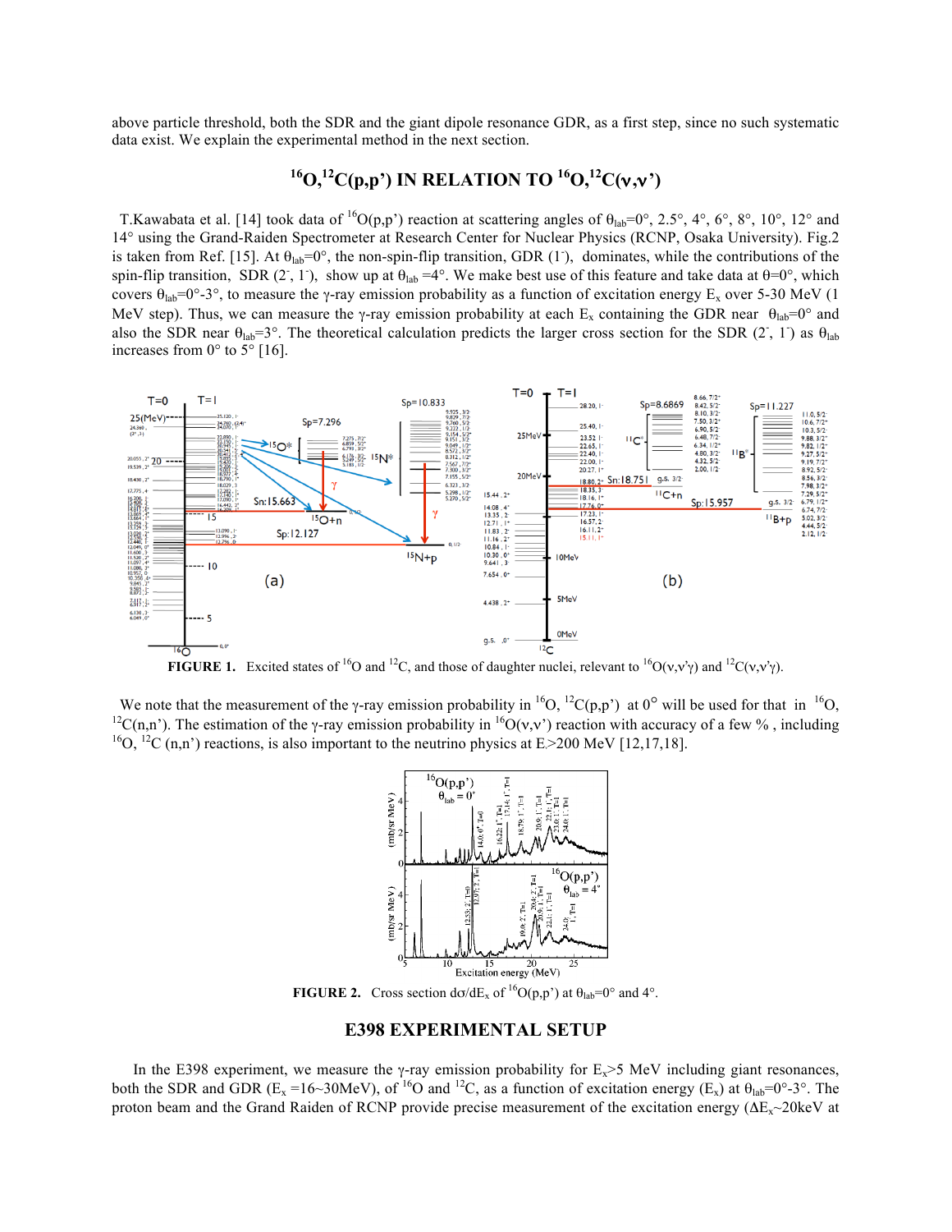above particle threshold, both the SDR and the giant dipole resonance GDR, as a first step, since no such systematic data exist. We explain the experimental method in the next section.

## $^{16}$O,$^{12}$C(p,p') IN RELATION TO $^{16}$O,$^{12}$C(ν,ν')

T.Kawabata et al. [14] took data of $^{16}$O(p,p') reaction at scattering angles of $\theta_{lab}$=0°, 2.5°, 4°, 6°, 8°, 10°, 12° and 14° using the Grand-Raiden Spectrometer at Research Center for Nuclear Physics (RCNP, Osaka University). Fig.2 is taken from Ref. [15]. At $\theta_{lab}$=0°, the non-spin-flip transition, GDR ($1^-$), dominates, while the contributions of the spin-flip transition, SDR ($2^-$, $1^-$), show up at $\theta_{lab}$ =4°. We make best use of this feature and take data at θ=0°, which covers $\theta_{lab}$=0°-3°, to measure the γ-ray emission probability as a function of excitation energy $E_x$ over 5-30 MeV (1 MeV step). Thus, we can measure the γ-ray emission probability at each $E_x$ containing the GDR near $\theta_{lab}$=0° and also the SDR near $\theta_{lab}$=3°. The theoretical calculation predicts the larger cross section for the SDR ($2^-$, $1^-$) as $\theta_{lab}$ increases from 0° to 5° [16].

FIGURE 1. Excited states of $^{16}$O and $^{12}$C, and those of daughter nuclei, relevant to $^{16}$O(ν,ν'γ) and $^{12}$C(ν,ν'γ).

We note that the measurement of the γ-ray emission probability in $^{16}$O, $^{12}$C(p,p') at 0° will be used for that in $^{16}$O, $^{12}$C(n,n'). The estimation of the γ-ray emission probability in $^{16}$O(ν,ν') reaction with accuracy of a few % , including $^{16}$O, $^{12}$C (n,n') reactions, is also important to the neutrino physics at $E_\nu$>200 MeV [12,17,18].

FIGURE 2. Cross section dσ/d$E_x$ of $^{16}$O(p,p') at $\theta_{lab}$=0° and 4°.

## E398 EXPERIMENTAL SETUP

In the E398 experiment, we measure the γ-ray emission probability for $E_x$>5 MeV including giant resonances, both the SDR and GDR ($E_x$ =16~30MeV), of $^{16}$O and $^{12}$C, as a function of excitation energy ($E_x$) at $\theta_{lab}$=0°-3°. The proton beam and the Grand Raiden of RCNP provide precise measurement of the excitation energy (Δ$E_x$~20keV at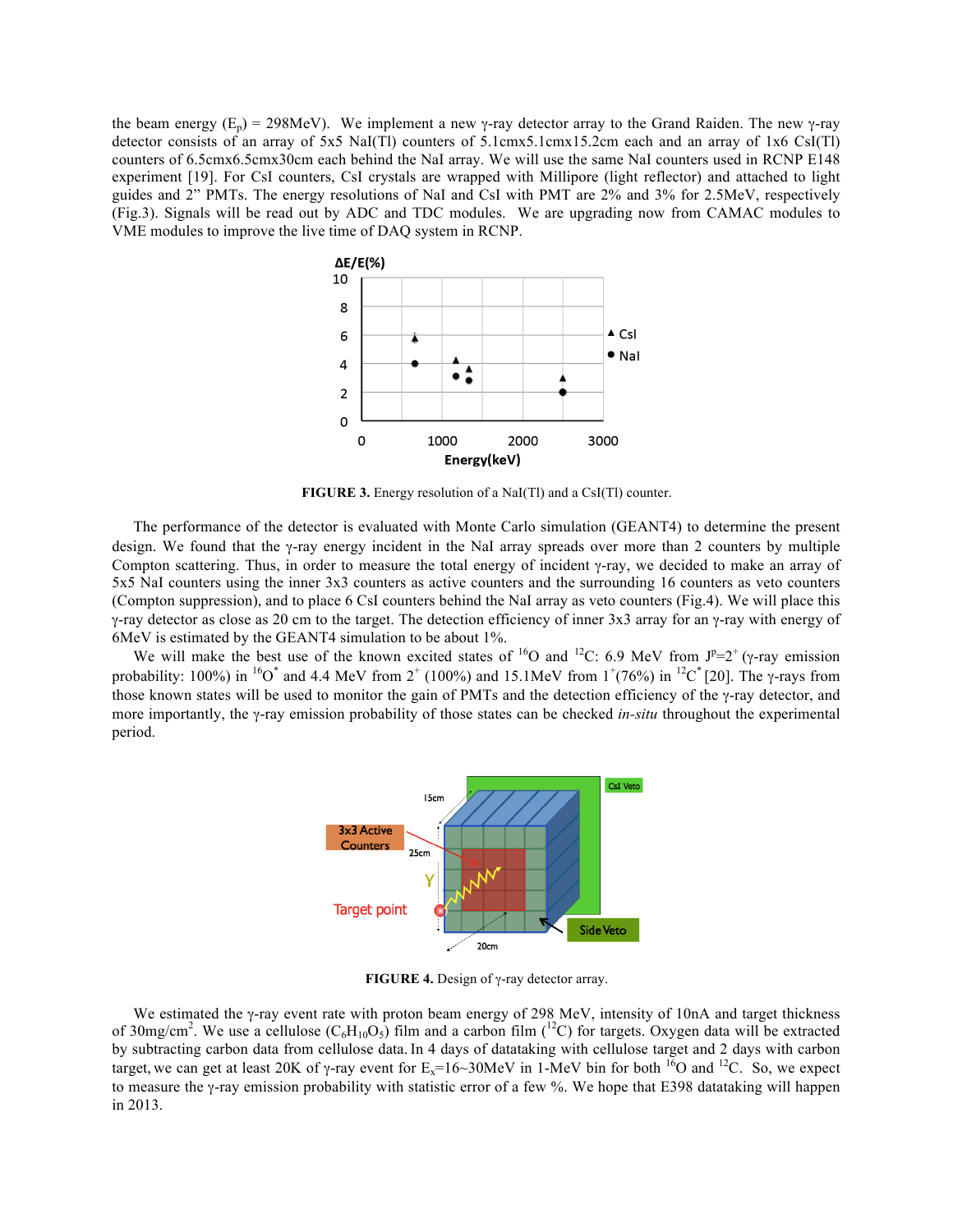the beam energy ($E_p$) = 298MeV). We implement a new γ-ray detector array to the Grand Raiden. The new γ-ray detector consists of an array of 5x5 NaI(Tl) counters of 5.1cmx5.1cmx15.2cm each and an array of 1x6 CsI(Tl) counters of 6.5cmx6.5cmx30cm each behind the NaI array. We will use the same NaI counters used in RCNP E148 experiment [19]. For CsI counters, CsI crystals are wrapped with Millipore (light reflector) and attached to light guides and 2" PMTs. The energy resolutions of NaI and CsI with PMT are 2% and 3% for 2.5MeV, respectively (Fig.3). Signals will be read out by ADC and TDC modules. We are upgrading now from CAMAC modules to VME modules to improve the live time of DAQ system in RCNP.

ΔE/E(%)
10
8
6
4
2
0
0
1000
2000
3000
Energy(keV)
▲ CsI
● NaI

**FIGURE 3.** Energy resolution of a NaI(Tl) and a CsI(Tl) counter.

The performance of the detector is evaluated with Monte Carlo simulation (GEANT4) to determine the present design. We found that the γ-ray energy incident in the NaI array spreads over more than 2 counters by multiple Compton scattering. Thus, in order to measure the total energy of incident γ-ray, we decided to make an array of 5x5 NaI counters using the inner 3x3 counters as active counters and the surrounding 16 counters as veto counters (Compton suppression), and to place 6 CsI counters behind the NaI array as veto counters (Fig.4). We will place this γ-ray detector as close as 20 cm to the target. The detection efficiency of inner 3x3 array for an γ-ray with energy of 6MeV is estimated by the GEANT4 simulation to be about 1%.

We will make the best use of the known excited states of $^{16}$O and $^{12}$C: 6.9 MeV from $J^p=2^+$ (γ-ray emission probability: 100%) in $^{16}O^*$ and 4.4 MeV from $2^+$ (100%) and 15.1MeV from $1^+$(76%) in $^{12}C^*$ [20]. The γ-rays from those known states will be used to monitor the gain of PMTs and the detection efficiency of the γ-ray detector, and more importantly, the γ-ray emission probability of those states can be checked *in-situ* throughout the experimental period.

15cm
25cm
20cm
3x3 Active Counters
γ
Target point
CsI Veto
Side Veto

**FIGURE 4.** Design of γ-ray detector array.

We estimated the γ-ray event rate with proton beam energy of 298 MeV, intensity of 10nA and target thickness of 30mg/cm$^2$. We use a cellulose ($C_6H_{10}O_5$) film and a carbon film ($^{12}$C) for targets. Oxygen data will be extracted by subtracting carbon data from cellulose data. In 4 days of datataking with cellulose target and 2 days with carbon target, we can get at least 20K of γ-ray event for $E_x$=16~30MeV in 1-MeV bin for both $^{16}$O and $^{12}$C. So, we expect to measure the γ-ray emission probability with statistic error of a few %. We hope that E398 datataking will happen in 2013.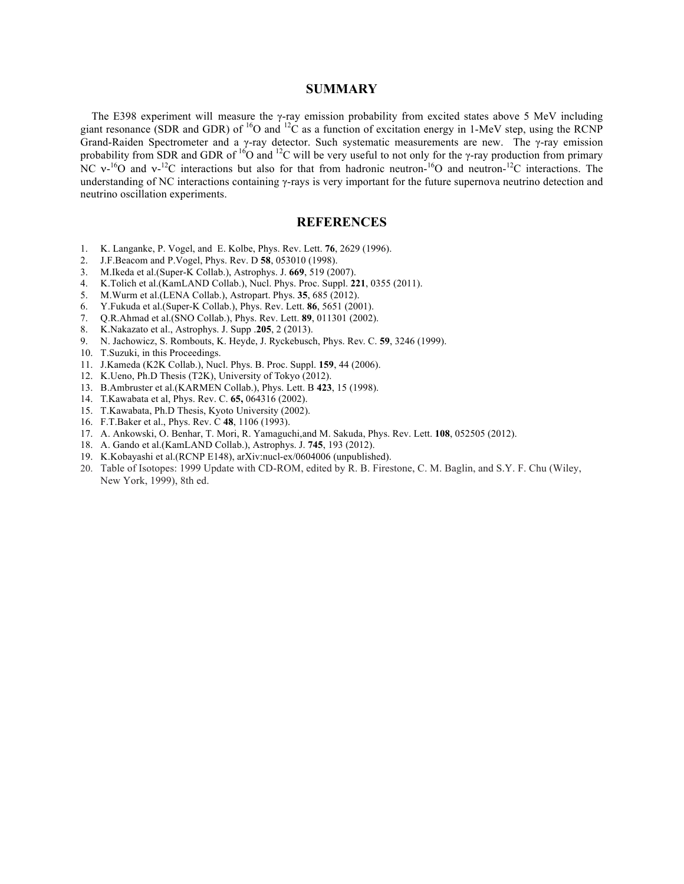## SUMMARY

The E398 experiment will measure the γ-ray emission probability from excited states above 5 MeV including giant resonance (SDR and GDR) of $^{16}O$ and $^{12}C$ as a function of excitation energy in 1-MeV step, using the RCNP Grand-Raiden Spectrometer and a γ-ray detector. Such systematic measurements are new. The γ-ray emission probability from SDR and GDR of $^{16}O$ and $^{12}C$ will be very useful to not only for the γ-ray production from primary NC ν-$^{16}O$ and ν-$^{12}C$ interactions but also for that from hadronic neutron-$^{16}O$ and neutron-$^{12}C$ interactions. The understanding of NC interactions containing γ-rays is very important for the future supernova neutrino detection and neutrino oscillation experiments.

## REFERENCES

1. K. Langanke, P. Vogel, and E. Kolbe, Phys. Rev. Lett. **76**, 2629 (1996).
2. J.F.Beacom and P.Vogel, Phys. Rev. D **58**, 053010 (1998).
3. M.Ikeda et al.(Super-K Collab.), Astrophys. J. **669**, 519 (2007).
4. K.Tolich et al.(KamLAND Collab.), Nucl. Phys. Proc. Suppl. **221**, 0355 (2011).
5. M.Wurm et al.(LENA Collab.), Astropart. Phys. **35**, 685 (2012).
6. Y.Fukuda et al.(Super-K Collab.), Phys. Rev. Lett. **86**, 5651 (2001).
7. Q.R.Ahmad et al.(SNO Collab.), Phys. Rev. Lett. **89**, 011301 (2002).
8. K.Nakazato et al., Astrophys. J. Supp .**205**, 2 (2013).
9. N. Jachowicz, S. Rombouts, K. Heyde, J. Ryckebusch, Phys. Rev. C. **59**, 3246 (1999).
10. T.Suzuki, in this Proceedings.
11. J.Kameda (K2K Collab.), Nucl. Phys. B. Proc. Suppl. **159**, 44 (2006).
12. K.Ueno, Ph.D Thesis (T2K), University of Tokyo (2012).
13. B.Ambruster et al.(KARMEN Collab.), Phys. Lett. B **423**, 15 (1998).
14. T.Kawabata et al, Phys. Rev. C. **65,** 064316 (2002).
15. T.Kawabata, Ph.D Thesis, Kyoto University (2002).
16. F.T.Baker et al., Phys. Rev. C **48**, 1106 (1993).
17. A. Ankowski, O. Benhar, T. Mori, R. Yamaguchi,and M. Sakuda, Phys. Rev. Lett. **108**, 052505 (2012).
18. A. Gando et al.(KamLAND Collab.), Astrophys. J. **745**, 193 (2012).
19. K.Kobayashi et al.(RCNP E148), arXiv:nucl-ex/0604006 (unpublished).
20. Table of Isotopes: 1999 Update with CD-ROM, edited by R. B. Firestone, C. M. Baglin, and S.Y. F. Chu (Wiley, New York, 1999), 8th ed.